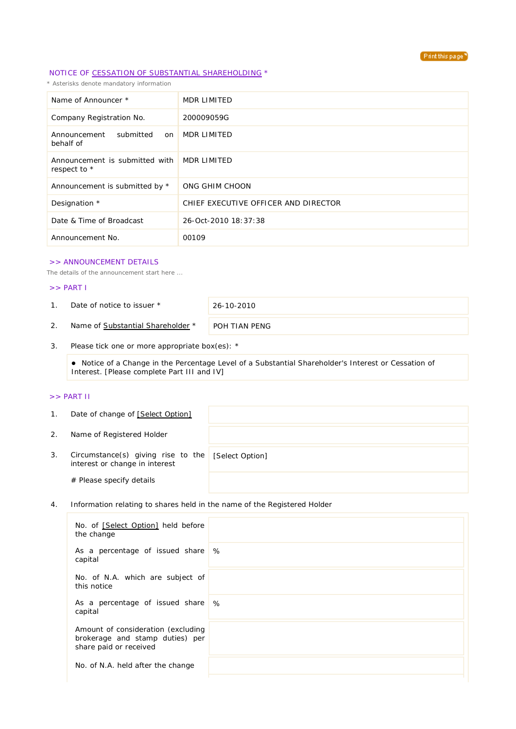## NOTICE OF CESSATION OF SUBSTANTIAL SHAREHOLDING *

* Asterisks denote mandatory information

| | |
|---|---|
| Name of Announcer * | MDR LIMITED |
| Company Registration No. | 200009059G |
| Announcement submitted on behalf of | MDR LIMITED |
| Announcement is submitted with respect to * | MDR LIMITED |
| Announcement is submitted by * | ONG GHIM CHOON |
| Designation * | CHIEF EXECUTIVE OFFICER AND DIRECTOR |
| Date & Time of Broadcast | 26-Oct-2010 18:37:38 |
| Announcement No. | 00109 |

### >> ANNOUNCEMENT DETAILS

The details of the announcement start here ...

### >> PART I

| | | |
|---|---|---|
| 1. | Date of notice to issuer * | 26-10-2010 |
| 2. | Name of Substantial Shareholder * | POH TIAN PENG |

3. Please tick one or more appropriate box(es): *

- Notice of a Change in the Percentage Level of a Substantial Shareholder's Interest or Cessation of Interest. [Please complete Part III and IV]

### >> PART II

| | | |
|---|---|---|
| 1. | Date of change of [Select Option] | |
| 2. | Name of Registered Holder | |
| 3. | Circumstance(s) giving rise to the interest or change in interest | [Select Option] |
| | # Please specify details | |

4. Information relating to shares held in the name of the Registered Holder

| | |
|---|---|
| No. of [Select Option] held before the change | |
| As a percentage of issued share capital | % |
| No. of N.A. which are subject of this notice | |
| As a percentage of issued share capital | % |
| Amount of consideration (excluding brokerage and stamp duties) per share paid or received | |
| No. of N.A. held after the change | |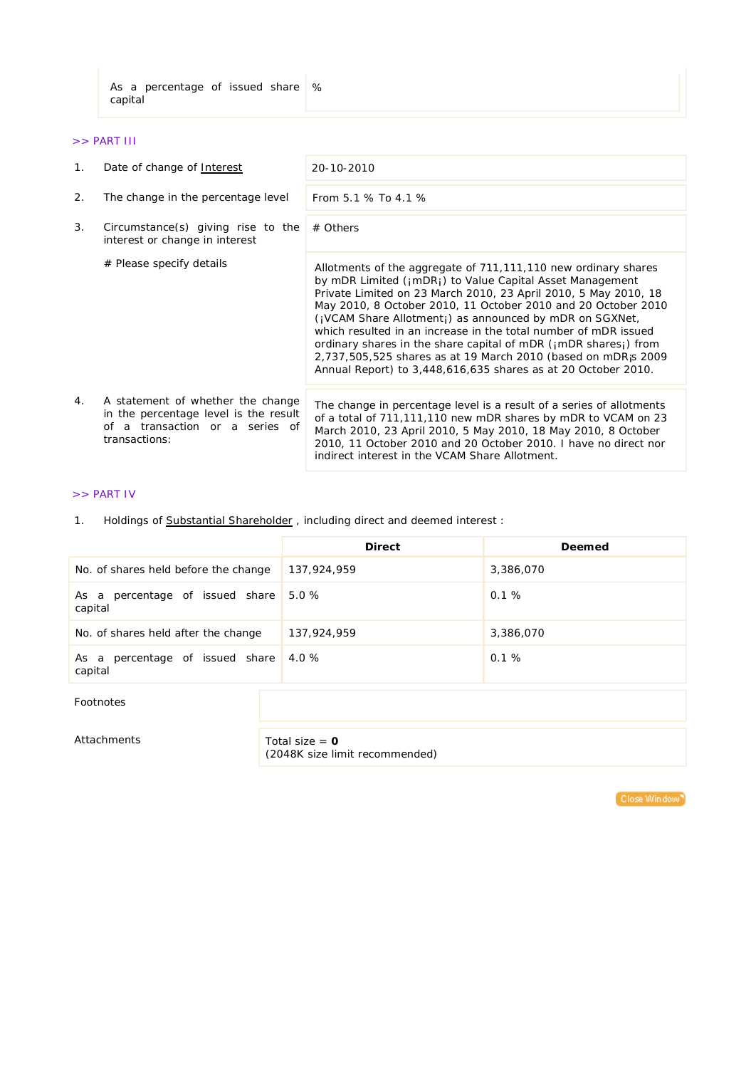| | |
|---|---|
| As a percentage of issued share capital | % |

>> PART III

| | | |
|---|---|---|
| 1. | Date of change of Interest | 20-10-2010 |
| 2. | The change in the percentage level | From 5.1 % To 4.1 % |
| 3. | Circumstance(s) giving rise to the interest or change in interest | # Others |
| | # Please specify details | Allotments of the aggregate of 711,111,110 new ordinary shares by mDR Limited (¡mDR¡) to Value Capital Asset Management Private Limited on 23 March 2010, 23 April 2010, 5 May 2010, 18 May 2010, 8 October 2010, 11 October 2010 and 20 October 2010 (¡VCAM Share Allotment¡) as announced by mDR on SGXNet, which resulted in an increase in the total number of mDR issued ordinary shares in the share capital of mDR (¡mDR shares¡) from 2,737,505,525 shares as at 19 March 2010 (based on mDR¡s 2009 Annual Report) to 3,448,616,635 shares as at 20 October 2010. |
| 4. | A statement of whether the change in the percentage level is the result of a transaction or a series of transactions: | The change in percentage level is a result of a series of allotments of a total of 711,111,110 new mDR shares by mDR to VCAM on 23 March 2010, 23 April 2010, 5 May 2010, 18 May 2010, 8 October 2010, 11 October 2010 and 20 October 2010. I have no direct nor indirect interest in the VCAM Share Allotment. |

>> PART IV

1. Holdings of Substantial Shareholder , including direct and deemed interest :

| | Direct | Deemed |
|---|---|---|
| No. of shares held before the change | 137,924,959 | 3,386,070 |
| As a percentage of issued share capital | 5.0 % | 0.1 % |
| No. of shares held after the change | 137,924,959 | 3,386,070 |
| As a percentage of issued share capital | 4.0 % | 0.1 % |

| | |
|---|---|
| Footnotes | |
| Attachments | Total size = **0**<br>(2048K size limit recommended) |

Close Window